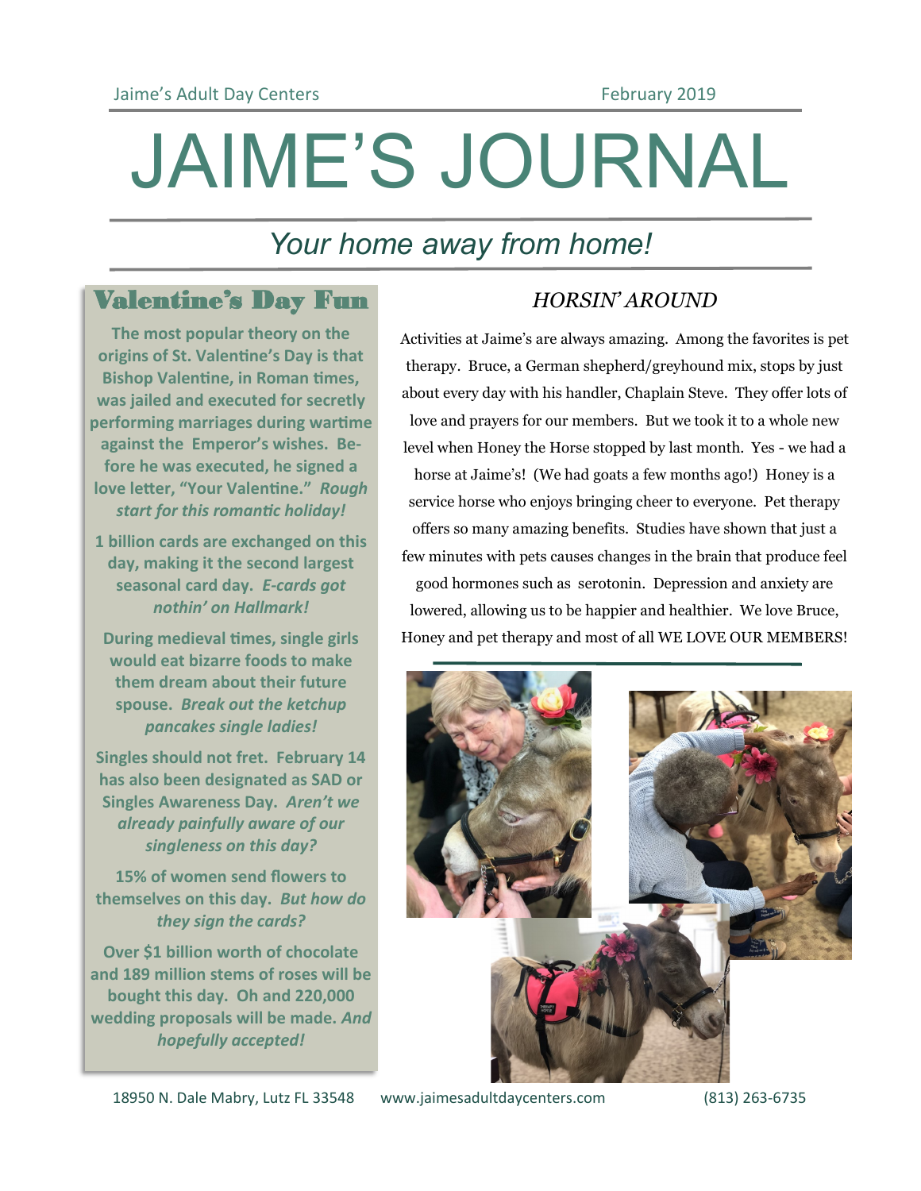Jaime's Adult Day Centers — February 2019

# JAIME'S JOURNAL

*Your home away from home!*

## Valentine's Day Fun

**The most popular theory on the origins of St. Valentine's Day is that Bishop Valentine, in Roman times, was jailed and executed for secretly performing marriages during wartime against the Emperor's wishes. Before he was executed, he signed a love letter, "Your Valentine."** ***Rough start for this romantic holiday!***

**1 billion cards are exchanged on this day, making it the second largest seasonal card day.** ***E-cards got nothin' on Hallmark!***

**During medieval times, single girls would eat bizarre foods to make them dream about their future spouse.** ***Break out the ketchup pancakes single ladies!***

**Singles should not fret. February 14 has also been designated as SAD or Singles Awareness Day.** ***Aren't we already painfully aware of our singleness on this day?***

**15% of women send flowers to themselves on this day.** ***But how do they sign the cards?***

**Over $1 billion worth of chocolate and 189 million stems of roses will be bought this day. Oh and 220,000 wedding proposals will be made.** ***And hopefully accepted!***

## *HORSIN' AROUND*

Activities at Jaime's are always amazing. Among the favorites is pet therapy. Bruce, a German shepherd/greyhound mix, stops by just about every day with his handler, Chaplain Steve. They offer lots of love and prayers for our members. But we took it to a whole new level when Honey the Horse stopped by last month. Yes - we had a horse at Jaime's! (We had goats a few months ago!) Honey is a service horse who enjoys bringing cheer to everyone. Pet therapy offers so many amazing benefits. Studies have shown that just a few minutes with pets causes changes in the brain that produce feel good hormones such as serotonin. Depression and anxiety are lowered, allowing us to be happier and healthier. We love Bruce, Honey and pet therapy and most of all WE LOVE OUR MEMBERS!

18950 N. Dale Mabry, Lutz FL 33548 — www.jaimesadultdaycenters.com — (813) 263-6735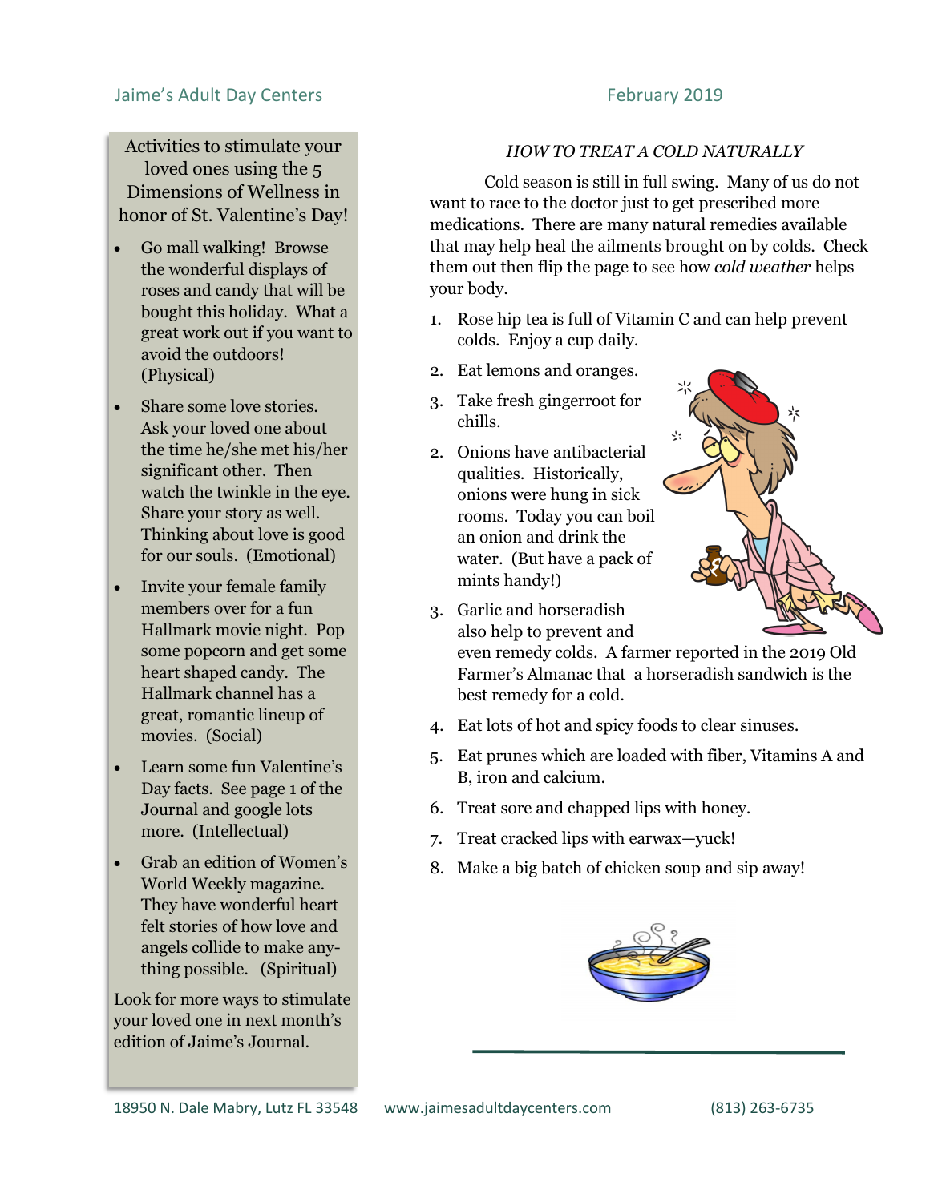Activities to stimulate your loved ones using the 5 Dimensions of Wellness in honor of St. Valentine's Day!

- Go mall walking! Browse the wonderful displays of roses and candy that will be bought this holiday. What a great work out if you want to avoid the outdoors! (Physical)
- Share some love stories. Ask your loved one about the time he/she met his/her significant other. Then watch the twinkle in the eye. Share your story as well. Thinking about love is good for our souls. (Emotional)
- Invite your female family members over for a fun Hallmark movie night. Pop some popcorn and get some heart shaped candy. The Hallmark channel has a great, romantic lineup of movies. (Social)
- Learn some fun Valentine's Day facts. See page 1 of the Journal and google lots more. (Intellectual)
- Grab an edition of Women's World Weekly magazine. They have wonderful heart felt stories of how love and angels collide to make any-thing possible. (Spiritual)

Look for more ways to stimulate your loved one in next month's edition of Jaime's Journal.

## *HOW TO TREAT A COLD NATURALLY*

Cold season is still in full swing. Many of us do not want to race to the doctor just to get prescribed more medications. There are many natural remedies available that may help heal the ailments brought on by colds. Check them out then flip the page to see how *cold weather* helps your body.

1. Rose hip tea is full of Vitamin C and can help prevent colds. Enjoy a cup daily.
2. Eat lemons and oranges.
3. Take fresh gingerroot for chills.
2. Onions have antibacterial qualities. Historically, onions were hung in sick rooms. Today you can boil an onion and drink the water. (But have a pack of mints handy!)
3. Garlic and horseradish also help to prevent and even remedy colds. A farmer reported in the 2019 Old Farmer's Almanac that a horseradish sandwich is the best remedy for a cold.
4. Eat lots of hot and spicy foods to clear sinuses.
5. Eat prunes which are loaded with fiber, Vitamins A and B, iron and calcium.
6. Treat sore and chapped lips with honey.
7. Treat cracked lips with earwax—yuck!
8. Make a big batch of chicken soup and sip away!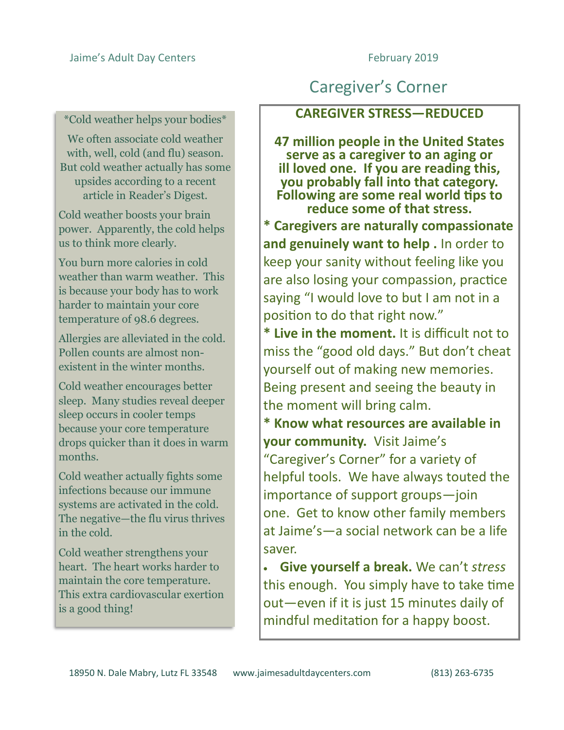# Caregiver's Corner

**CAREGIVER STRESS—REDUCED**

**47 million people in the United States serve as a caregiver to an aging or ill loved one. If you are reading this, you probably fall into that category. Following are some real world tips to reduce some of that stress.**

**\* Caregivers are naturally compassionate and genuinely want to help .** In order to keep your sanity without feeling like you are also losing your compassion, practice saying "I would love to but I am not in a position to do that right now."

**\* Live in the moment.** It is difficult not to miss the "good old days." But don't cheat yourself out of making new memories. Being present and seeing the beauty in the moment will bring calm.

**\* Know what resources are available in your community.** Visit Jaime's "Caregiver's Corner" for a variety of helpful tools. We have always touted the importance of support groups—join one. Get to know other family members at Jaime's—a social network can be a life saver.

- **Give yourself a break.** We can't *stress* this enough. You simply have to take time out—even if it is just 15 minutes daily of mindful meditation for a happy boost.

---

\*Cold weather helps your bodies\*

We often associate cold weather with, well, cold (and flu) season. But cold weather actually has some upsides according to a recent article in Reader's Digest.

Cold weather boosts your brain power. Apparently, the cold helps us to think more clearly.

You burn more calories in cold weather than warm weather. This is because your body has to work harder to maintain your core temperature of 98.6 degrees.

Allergies are alleviated in the cold. Pollen counts are almost non-existent in the winter months.

Cold weather encourages better sleep. Many studies reveal deeper sleep occurs in cooler temps because your core temperature drops quicker than it does in warm months.

Cold weather actually fights some infections because our immune systems are activated in the cold. The negative—the flu virus thrives in the cold.

Cold weather strengthens your heart. The heart works harder to maintain the core temperature. This extra cardiovascular exertion is a good thing!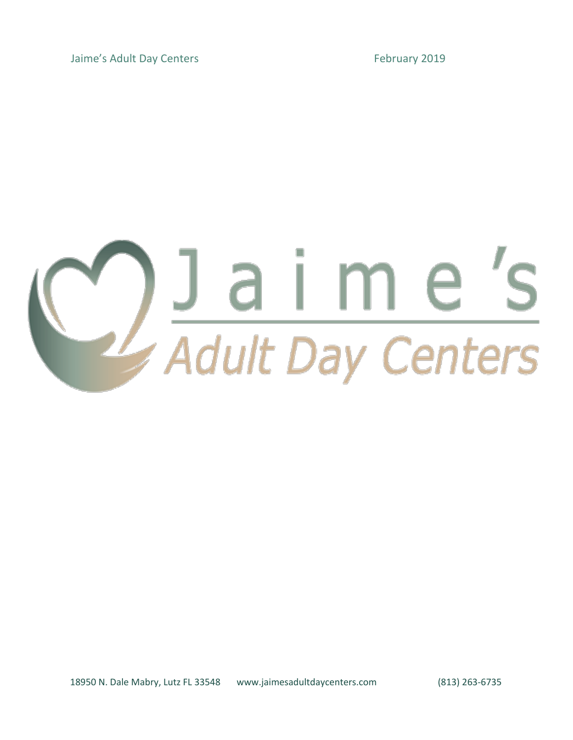Jaime's Adult Day Centers February 2019

Jaime's

Adult Day Centers

18950 N. Dale Mabry, Lutz FL 33548 www.jaimesadultdaycenters.com (813) 263-6735